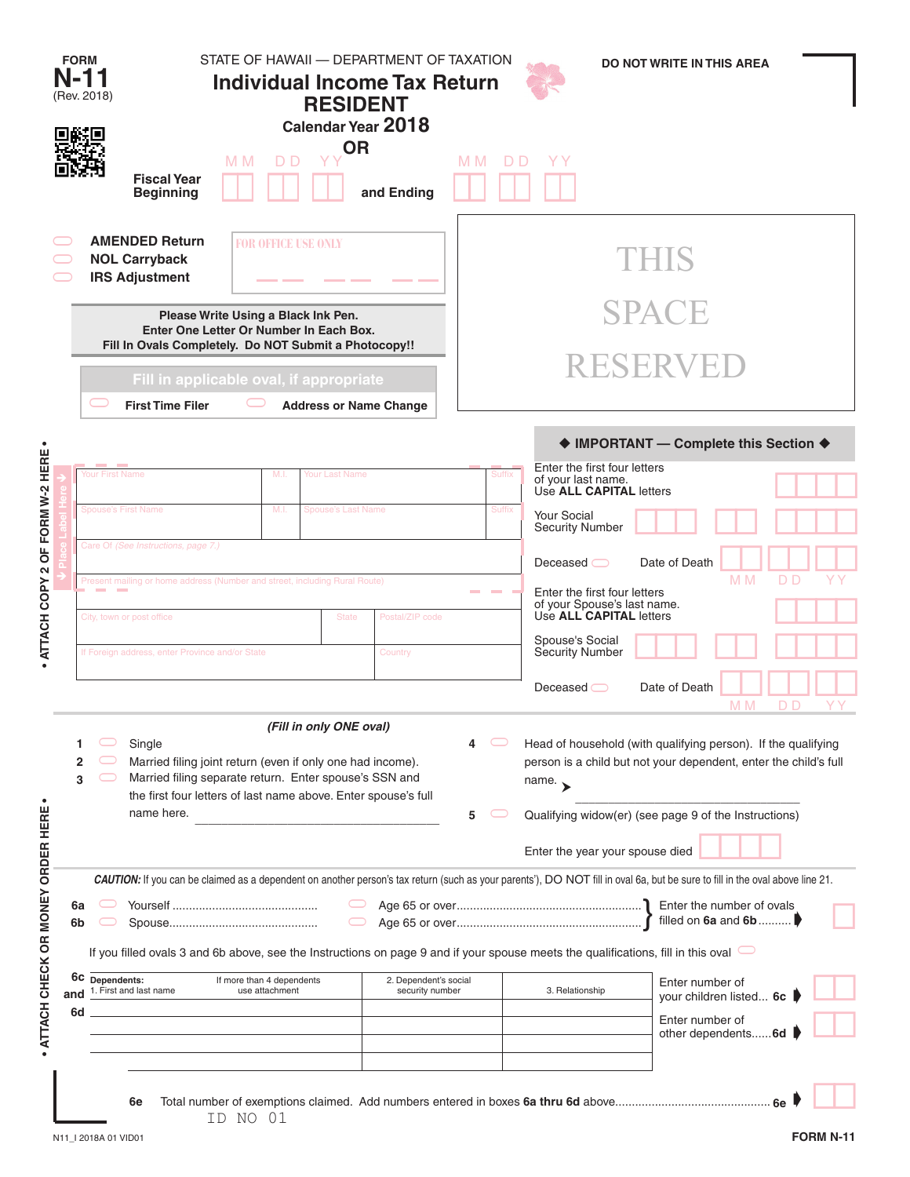FORM **N-11** (Rev. 2018)

STATE OF HAWAII — DEPARTMENT OF TAXATION

# Individual Income Tax Return RESIDENT

**Calendar Year 2018**

**OR**

**Fiscal Year Beginning** MM DD YY **and Ending** MM DD YY

**DO NOT WRITE IN THIS AREA**

- AMENDED Return
- NOL Carryback
- IRS Adjustment

FOR OFFICE USE ONLY

THIS SPACE RESERVED

**Please Write Using a Black Ink Pen.**
**Enter One Letter Or Number In Each Box.**
**Fill In Ovals Completely. Do NOT Submit a Photocopy!!**

**Fill in applicable oval, if appropriate**

- First Time Filer
- Address or Name Change

Place Label Here

| Your First Name | M.I. | Your Last Name | Suffix |
|---|---|---|---|
| Spouse's First Name | M.I. | Spouse's Last Name | Suffix |
| Care Of (See Instructions, page 7.) | | | |
| Present mailing or home address (Number and street, including Rural Route) | | | |
| City, town or post office | State | Postal/ZIP code | |
| If Foreign address, enter Province and/or State | Country | | |

**◆ IMPORTANT — Complete this Section ◆**

Enter the first four letters of your last name. Use **ALL CAPITAL** letters

Your Social Security Number

Deceased ⬭ Date of Death MM DD YY

Enter the first four letters of your Spouse's last name. Use **ALL CAPITAL** letters

Spouse's Social Security Number

Deceased ⬭ Date of Death MM DD YY

• ATTACH COPY 2 OF FORM W-2 HERE •

*(Fill in only ONE oval)*

1. Single
2. Married filing joint return (even if only one had income).
3. Married filing separate return. Enter spouse's SSN and the first four letters of last name above. Enter spouse's full name here. ______________________
4. Head of household (with qualifying person). If the qualifying person is a child but not your dependent, enter the child's full name. ➤ ______________________
5. Qualifying widow(er) (see page 9 of the Instructions)

Enter the year your spouse died

***CAUTION:*** If you can be claimed as a dependent on another person's tax return (such as your parents'), DO NOT fill in oval 6a, but be sure to fill in the oval above line 21.

**6a** ⬭ Yourself .................... ⬭ Age 65 or over ....................

**6b** ⬭ Spouse.................... ⬭ Age 65 or over ....................

} Enter the number of ovals filled on **6a** and **6b** ..........

If you filled ovals 3 and 6b above, see the Instructions on page 9 and if your spouse meets the qualifications, fill in this oval ⬭

**6c and 6d**

| Dependents: 1. First and last name (If more than 4 dependents use attachment) | 2. Dependent's social security number | 3. Relationship |
|---|---|---|
| | | |
| | | |
| | | |
| | | |

Enter number of your children listed... **6c**

Enter number of other dependents......**6d**

**6e** Total number of exemptions claimed. Add numbers entered in boxes **6a thru 6d** above.............................. **6e**

• ATTACH CHECK OR MONEY ORDER HERE •

ID NO 01

N11_I 2018A 01 VID01

**FORM N-11**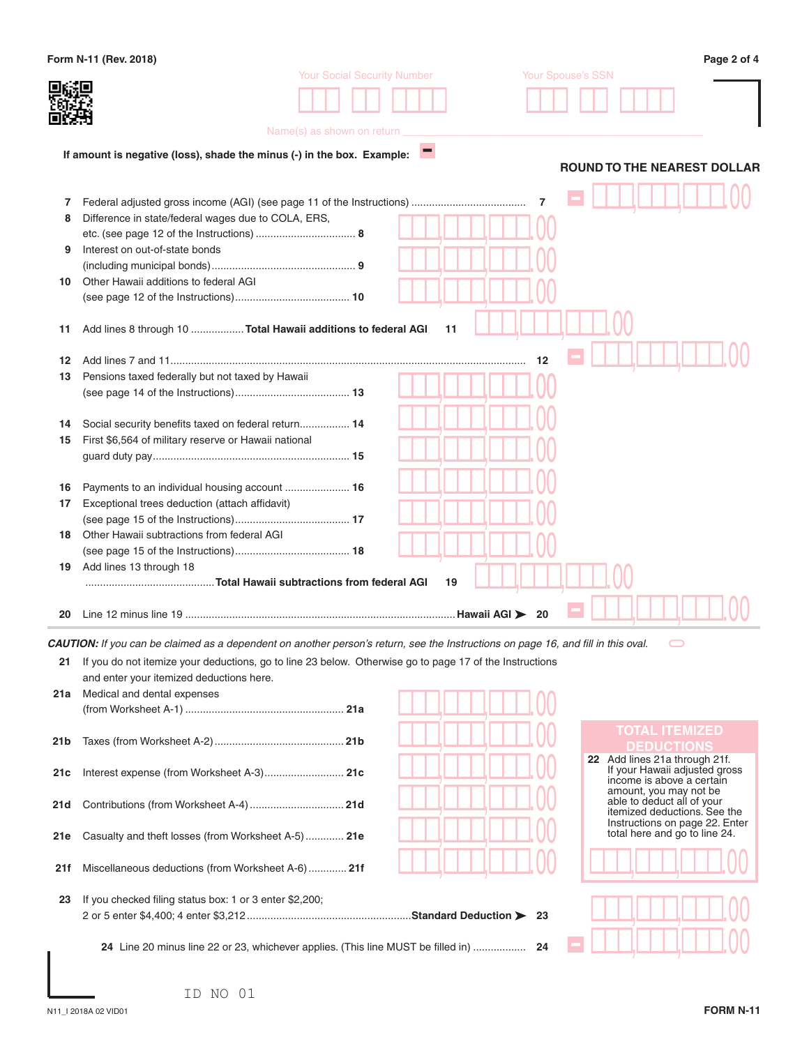Your Social Security Number

Your Spouse's SSN

Name(s) as shown on return

If amount is negative (loss), shade the minus (-) in the box. Example:

**ROUND TO THE NEAREST DOLLAR**

7 Federal adjusted gross income (AGI) (see page 11 of the Instructions) ...................................... 7 .00

8 Difference in state/federal wages due to COLA, ERS, etc. (see page 12 of the Instructions) ................................. 8 .00

9 Interest on out-of-state bonds (including municipal bonds)................................................ 9 .00

10 Other Hawaii additions to federal AGI (see page 12 of the Instructions)...................................... 10 .00

11 Add lines 8 through 10 .................. **Total Hawaii additions to federal AGI** 11 .00

12 Add lines 7 and 11....................................................................................................................... 12 .00

13 Pensions taxed federally but not taxed by Hawaii (see page 14 of the Instructions)...................................... 13 .00

14 Social security benefits taxed on federal return................. 14 .00

15 First $6,564 of military reserve or Hawaii national guard duty pay.................................................................. 15 .00

16 Payments to an individual housing account ..................... 16 .00

17 Exceptional trees deduction (attach affidavit) (see page 15 of the Instructions)...................................... 17 .00

18 Other Hawaii subtractions from federal AGI (see page 15 of the Instructions)...................................... 18 .00

19 Add lines 13 through 18 ........................................... **Total Hawaii subtractions from federal AGI** 19 .00

20 Line 12 minus line 19 ........................................................................................... **Hawaii AGI** ➤ 20 .00

***CAUTION:*** *If you can be claimed as a dependent on another person's return, see the Instructions on page 16, and fill in this oval.*

21 If you do not itemize your deductions, go to line 23 below. Otherwise go to page 17 of the Instructions and enter your itemized deductions here.

21a Medical and dental expenses (from Worksheet A-1) ..................................................... 21a .00

21b Taxes (from Worksheet A-2)........................................... 21b .00

21c Interest expense (from Worksheet A-3)........................... 21c .00

21d Contributions (from Worksheet A-4)................................ 21d .00

21e Casualty and theft losses (from Worksheet A-5)............ 21e .00

21f Miscellaneous deductions (from Worksheet A-6)............ 21f .00

**TOTAL ITEMIZED DEDUCTIONS**

22 Add lines 21a through 21f. If your Hawaii adjusted gross income is above a certain amount, you may not be able to deduct all of your itemized deductions. See the Instructions on page 22. Enter total here and go to line 24. .00

23 If you checked filing status box: 1 or 3 enter $2,200; 2 or 5 enter $4,400; 4 enter $3,212.......................................................**Standard Deduction** ➤ 23 .00

24 Line 20 minus line 22 or 23, whichever applies. (This line MUST be filled in) .................. 24 .00

ID NO 01

N11_I 2018A 02 VID01

FORM N-11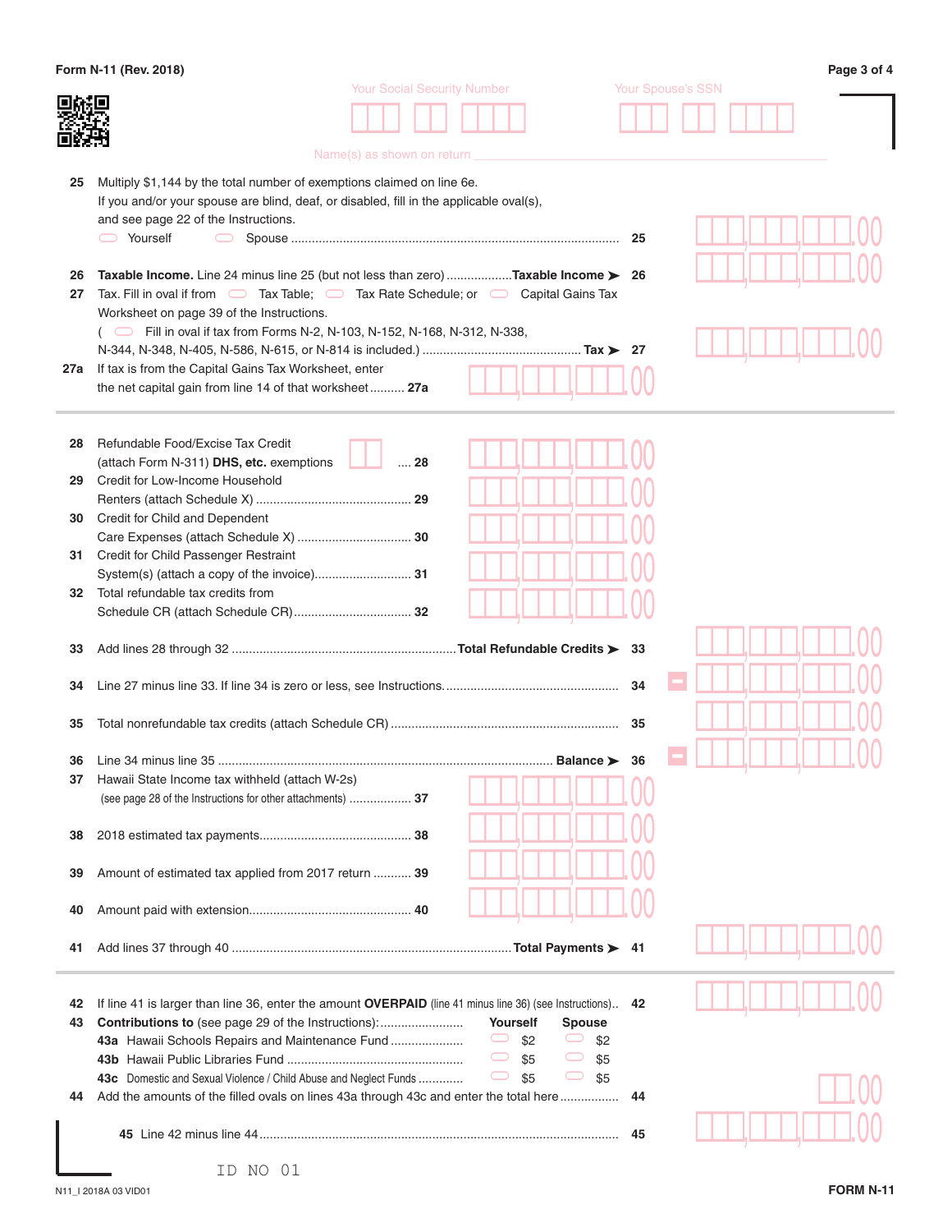Form N-11 (Rev. 2018)

Your Social Security Number | Your Spouse's SSN

Name(s) as shown on return

**25** Multiply $1,144 by the total number of exemptions claimed on line 6e.
If you and/or your spouse are blind, deaf, or disabled, fill in the applicable oval(s), and see page 22 of the Instructions.
◯ Yourself ◯ Spouse .......... **25** ______.00

**26** **Taxable Income.** Line 24 minus line 25 (but not less than zero) .......... **Taxable Income ➤ 26** ______.00

**27** Tax. Fill in oval if from ◯ Tax Table; ◯ Tax Rate Schedule; or ◯ Capital Gains Tax Worksheet on page 39 of the Instructions.
( ◯ Fill in oval if tax from Forms N-2, N-103, N-152, N-168, N-312, N-338, N-344, N-348, N-405, N-586, N-615, or N-814 is included.) .......... **Tax ➤ 27** ______.00

**27a** If tax is from the Capital Gains Tax Worksheet, enter the net capital gain from line 14 of that worksheet .......... **27a** ______.00

**28** Refundable Food/Excise Tax Credit (attach Form N-311) **DHS, etc.** exemptions ____ .... **28** ______.00

**29** Credit for Low-Income Household Renters (attach Schedule X) .......... **29** ______.00

**30** Credit for Child and Dependent Care Expenses (attach Schedule X) .......... **30** ______.00

**31** Credit for Child Passenger Restraint System(s) (attach a copy of the invoice) .......... **31** ______.00

**32** Total refundable tax credits from Schedule CR (attach Schedule CR) .......... **32** ______.00

**33** Add lines 28 through 32 .......... **Total Refundable Credits ➤ 33** ______.00

**34** Line 27 minus line 33. If line 34 is zero or less, see Instructions. .......... **34** – ______.00

**35** Total nonrefundable tax credits (attach Schedule CR) .......... **35** ______.00

**36** Line 34 minus line 35 .......... **Balance ➤ 36** – ______.00

**37** Hawaii State Income tax withheld (attach W-2s) (see page 28 of the Instructions for other attachments) .......... **37** ______.00

**38** 2018 estimated tax payments .......... **38** ______.00

**39** Amount of estimated tax applied from 2017 return .......... **39** ______.00

**40** Amount paid with extension .......... **40** ______.00

**41** Add lines 37 through 40 .......... **Total Payments ➤ 41** ______.00

**42** If line 41 is larger than line 36, enter the amount **OVERPAID** (line 41 minus line 36) (see Instructions) .......... **42** ______.00

**43** **Contributions to** (see page 29 of the Instructions):

| | Yourself | Spouse |
|---|---|---|
| **43a** Hawaii Schools Repairs and Maintenance Fund | ◯ $2 | ◯ $2 |
| **43b** Hawaii Public Libraries Fund | ◯ $5 | ◯ $5 |
| **43c** Domestic and Sexual Violence / Child Abuse and Neglect Funds | ◯ $5 | ◯ $5 |

**44** Add the amounts of the filled ovals on lines 43a through 43c and enter the total here .......... **44** ____.00

**45** Line 42 minus line 44 .......... **45** ______.00

ID NO 01

N11_I 2018A 03 VID01

FORM N-11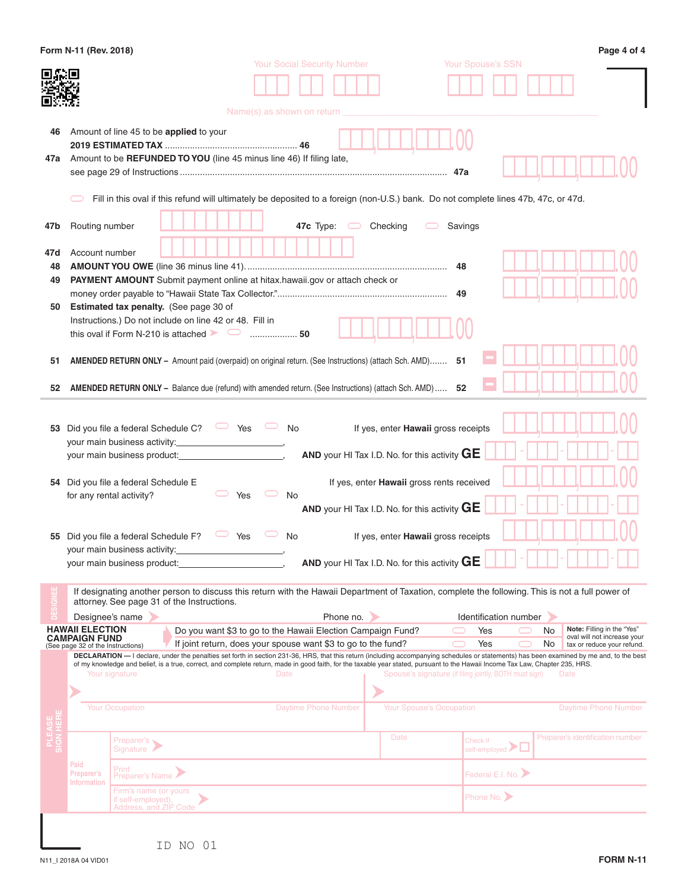Form N-11 (Rev. 2018)

Your Social Security Number | Your Spouse's SSN

Name(s) as shown on return

**46** Amount of line 45 to be **applied** to your **2019 ESTIMATED TAX** .................................................... 46 ___ .00

**47a** Amount to be **REFUNDED TO YOU** (line 45 minus line 46) If filing late, see page 29 of Instructions ........................................................................................................ 47a ___ .00

Fill in this oval if this refund will ultimately be deposited to a foreign (non-U.S.) bank. Do not complete lines 47b, 47c, or 47d.

**47b** Routing number ___ **47c** Type: Checking Savings

**47d** Account number ___

**48** **AMOUNT YOU OWE** (line 36 minus line 41)............................................................................... 48 ___ .00

**49** **PAYMENT AMOUNT** Submit payment online at hitax.hawaii.gov or attach check or money order payable to "Hawaii State Tax Collector."................................................................... 49 ___ .00

**50** **Estimated tax penalty.** (See page 30 of Instructions.) Do not include on line 42 or 48. Fill in this oval if Form N-210 is attached ................... 50 ___ .00

**51** **AMENDED RETURN ONLY –** Amount paid (overpaid) on original return. (See Instructions) (attach Sch. AMD)....... 51 ___ .00

**52** **AMENDED RETURN ONLY –** Balance due (refund) with amended return. (See Instructions) (attach Sch. AMD)..... 52 ___ .00

**53** Did you file a federal Schedule C? Yes No — If yes, enter **Hawaii** gross receipts ___ .00
your main business activity:_______________,
your main business product:_______________, **AND** your HI Tax I.D. No. for this activity **GE** ___

**54** Did you file a federal Schedule E for any rental activity? Yes No — If yes, enter **Hawaii** gross rents received ___ .00
**AND** your HI Tax I.D. No. for this activity **GE** ___

**55** Did you file a federal Schedule F? Yes No — If yes, enter **Hawaii** gross receipts ___ .00
your main business activity:_______________,
your main business product:_______________, **AND** your HI Tax I.D. No. for this activity **GE** ___

**DESIGNEE**

If designating another person to discuss this return with the Hawaii Department of Taxation, complete the following. This is not a full power of attorney. See page 31 of the Instructions.

Designee's name | Phone no. | Identification number

**HAWAII ELECTION CAMPAIGN FUND** (See page 32 of the Instructions)

Do you want $3 to go to the Hawaii Election Campaign Fund? Yes No
If joint return, does your spouse want $3 to go to the fund? Yes No

**Note:** Filling in the "Yes" oval will not increase your tax or reduce your refund.

**DECLARATION —** I declare, under the penalties set forth in section 231-36, HRS, that this return (including accompanying schedules or statements) has been examined by me and, to the best of my knowledge and belief, is a true, correct, and complete return, made in good faith, for the taxable year stated, pursuant to the Hawaii Income Tax Law, Chapter 235, HRS.

**PLEASE SIGN HERE**

Your signature | Date | Spouse's signature (if filing jointly, BOTH must sign) | Date

Your Occupation | Daytime Phone Number | Your Spouse's Occupation | Daytime Phone Number

**Paid Preparer's Information**

Preparer's Signature | Date | Check if self-employed | Preparer's identification number

Print Preparer's Name | Federal E.I. No.

Firm's name (or yours if self-employed), Address, and ZIP Code | Phone No.

ID NO 01

N11_I 2018A 04 VID01

FORM N-11